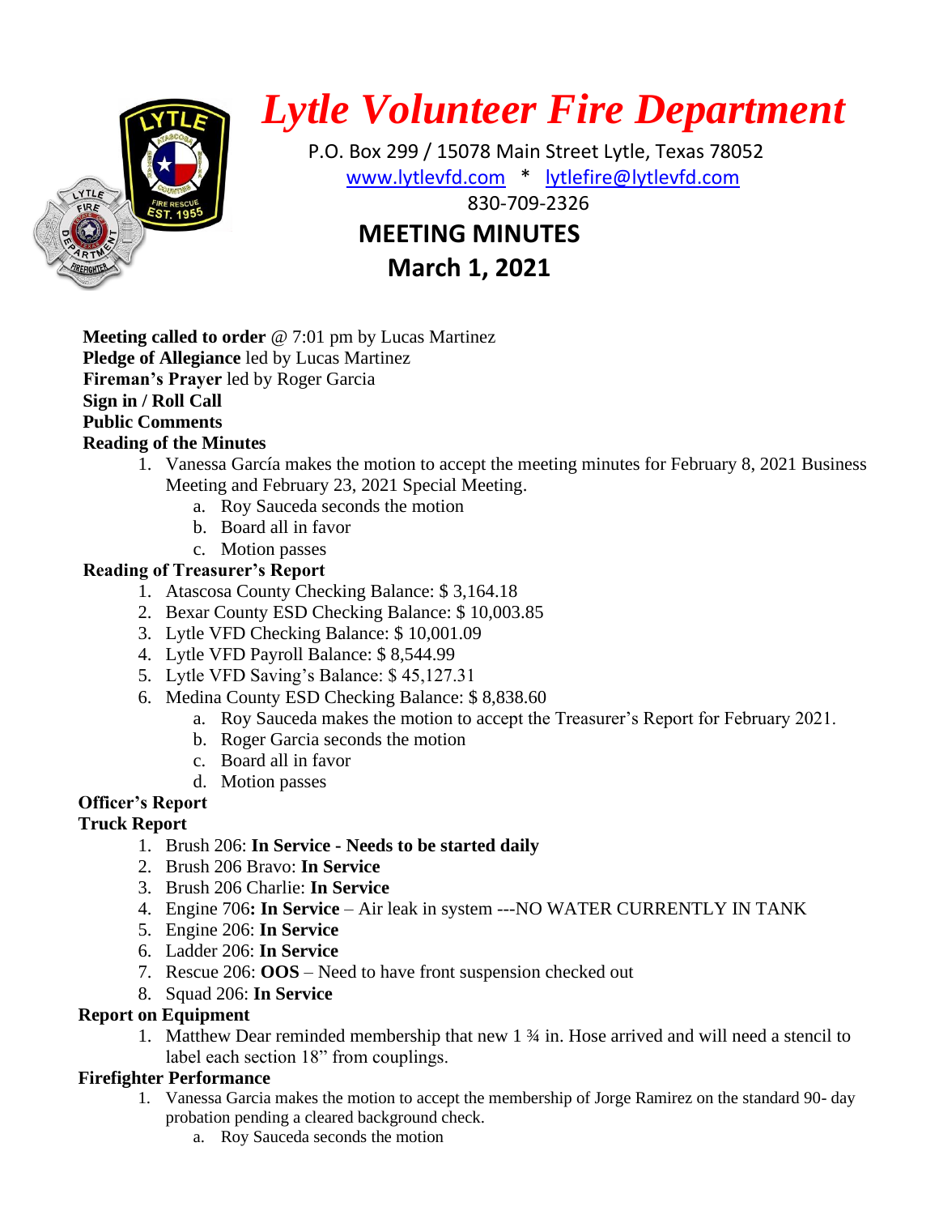# *Lytle Volunteer Fire Department*

P.O. Box 299 / 15078 Main Street Lytle, Texas 78052

www.lytlevfd.com * lytlefire@lytlevfd.com

830-709-2326

## MEETING MINUTES

## March 1, 2021

**Meeting called to order** @ 7:01 pm by Lucas Martinez
**Pledge of Allegiance** led by Lucas Martinez
**Fireman's Prayer** led by Roger Garcia
**Sign in / Roll Call**
**Public Comments**
**Reading of the Minutes**

1. Vanessa García makes the motion to accept the meeting minutes for February 8, 2021 Business Meeting and February 23, 2021 Special Meeting.
   a. Roy Sauceda seconds the motion
   b. Board all in favor
   c. Motion passes

**Reading of Treasurer's Report**

1. Atascosa County Checking Balance: $ 3,164.18
2. Bexar County ESD Checking Balance: $ 10,003.85
3. Lytle VFD Checking Balance: $ 10,001.09
4. Lytle VFD Payroll Balance: $ 8,544.99
5. Lytle VFD Saving's Balance: $ 45,127.31
6. Medina County ESD Checking Balance: $ 8,838.60
   a. Roy Sauceda makes the motion to accept the Treasurer's Report for February 2021.
   b. Roger Garcia seconds the motion
   c. Board all in favor
   d. Motion passes

**Officer's Report**
**Truck Report**

1. Brush 206: **In Service - Needs to be started daily**
2. Brush 206 Bravo: **In Service**
3. Brush 206 Charlie: **In Service**
4. Engine 706**: In Service** – Air leak in system ---NO WATER CURRENTLY IN TANK
5. Engine 206: **In Service**
6. Ladder 206: **In Service**
7. Rescue 206: **OOS** – Need to have front suspension checked out
8. Squad 206: **In Service**

**Report on Equipment**

1. Matthew Dear reminded membership that new 1 ¾ in. Hose arrived and will need a stencil to label each section 18" from couplings.

**Firefighter Performance**

1. Vanessa Garcia makes the motion to accept the membership of Jorge Ramirez on the standard 90- day probation pending a cleared background check.
   a. Roy Sauceda seconds the motion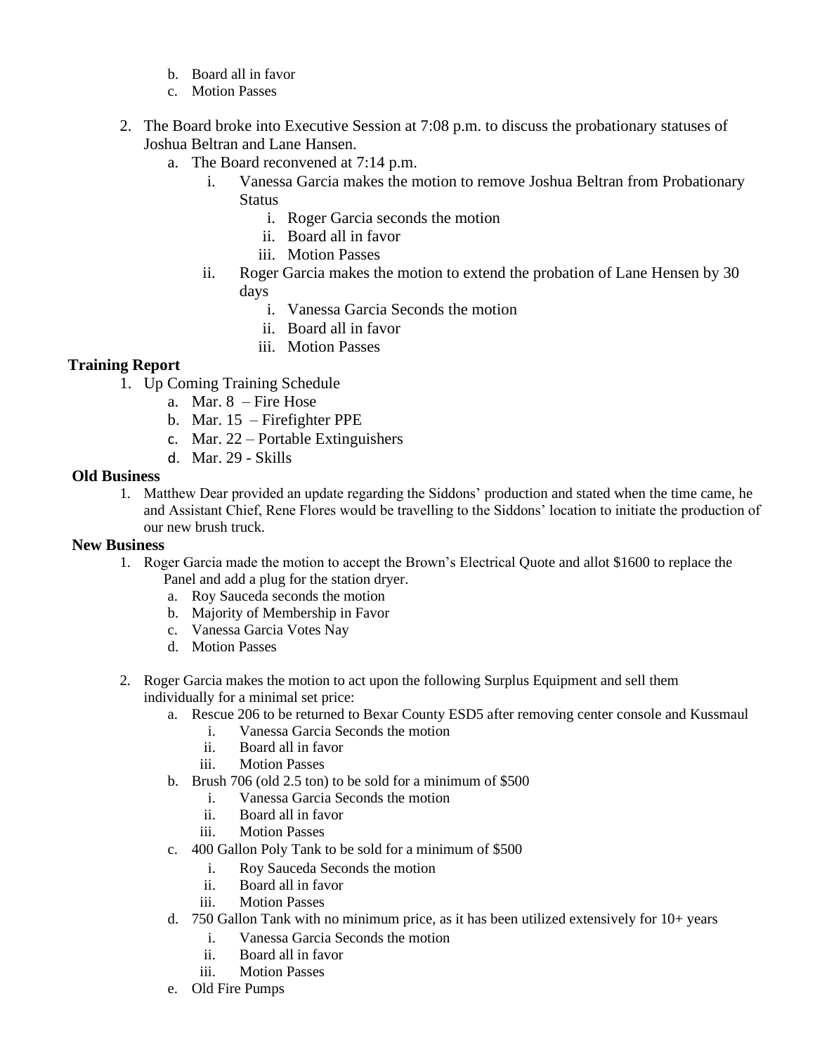b. Board all in favor
   c. Motion Passes

2. The Board broke into Executive Session at 7:08 p.m. to discuss the probationary statuses of Joshua Beltran and Lane Hansen.
   a. The Board reconvened at 7:14 p.m.
      i. Vanessa Garcia makes the motion to remove Joshua Beltran from Probationary Status
         i. Roger Garcia seconds the motion
         ii. Board all in favor
         iii. Motion Passes
      ii. Roger Garcia makes the motion to extend the probation of Lane Hensen by 30 days
         i. Vanessa Garcia Seconds the motion
         ii. Board all in favor
         iii. Motion Passes

**Training Report**

1. Up Coming Training Schedule
   a. Mar. 8 – Fire Hose
   b. Mar. 15 – Firefighter PPE
   c. Mar. 22 – Portable Extinguishers
   d. Mar. 29 - Skills

**Old Business**

1. Matthew Dear provided an update regarding the Siddons' production and stated when the time came, he and Assistant Chief, Rene Flores would be travelling to the Siddons' location to initiate the production of our new brush truck.

**New Business**

1. Roger Garcia made the motion to accept the Brown's Electrical Quote and allot $1600 to replace the Panel and add a plug for the station dryer.
   a. Roy Sauceda seconds the motion
   b. Majority of Membership in Favor
   c. Vanessa Garcia Votes Nay
   d. Motion Passes

2. Roger Garcia makes the motion to act upon the following Surplus Equipment and sell them individually for a minimal set price:
   a. Rescue 206 to be returned to Bexar County ESD5 after removing center console and Kussmaul
      i. Vanessa Garcia Seconds the motion
      ii. Board all in favor
      iii. Motion Passes
   b. Brush 706 (old 2.5 ton) to be sold for a minimum of $500
      i. Vanessa Garcia Seconds the motion
      ii. Board all in favor
      iii. Motion Passes
   c. 400 Gallon Poly Tank to be sold for a minimum of $500
      i. Roy Sauceda Seconds the motion
      ii. Board all in favor
      iii. Motion Passes
   d. 750 Gallon Tank with no minimum price, as it has been utilized extensively for 10+ years
      i. Vanessa Garcia Seconds the motion
      ii. Board all in favor
      iii. Motion Passes
   e. Old Fire Pumps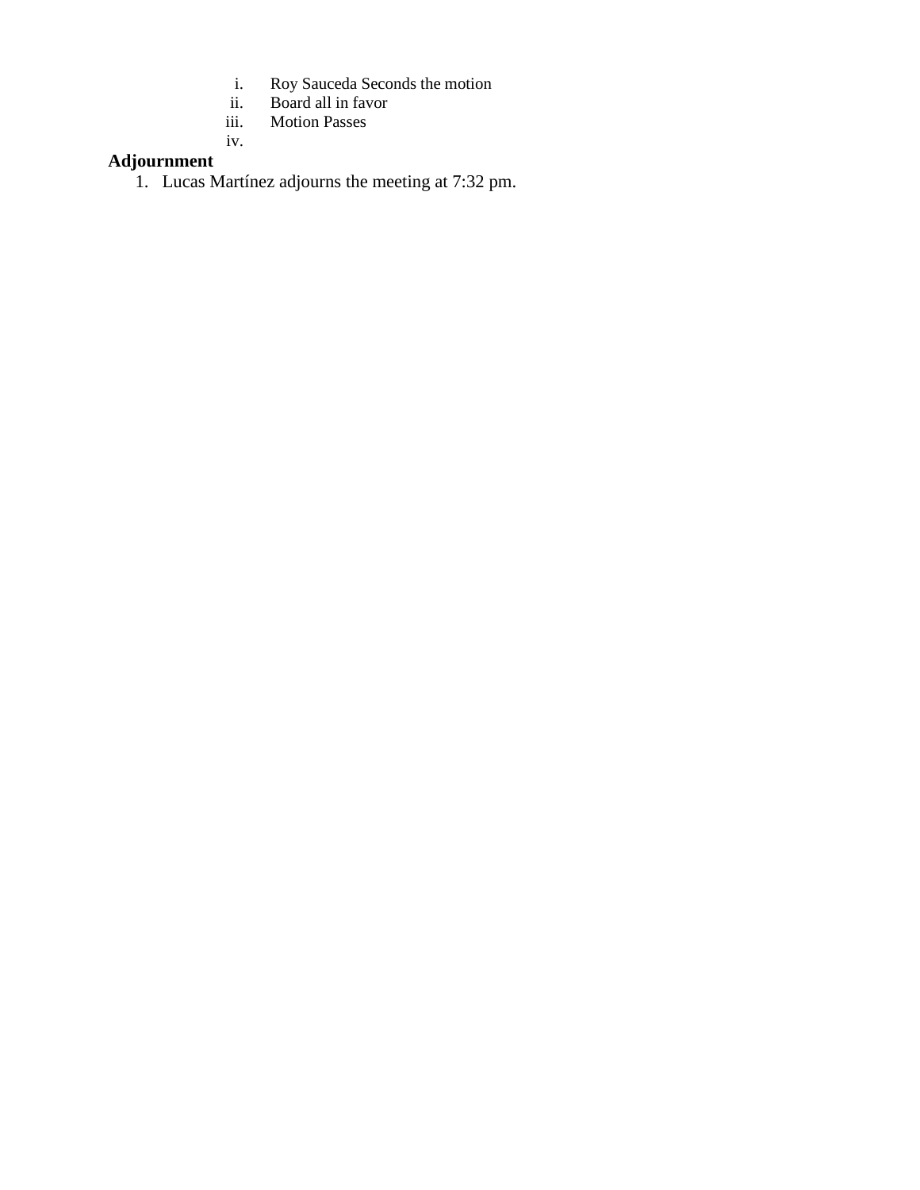i. Roy Sauceda Seconds the motion
ii. Board all in favor
iii. Motion Passes
iv.

**Adjournment**

1. Lucas Martínez adjourns the meeting at 7:32 pm.